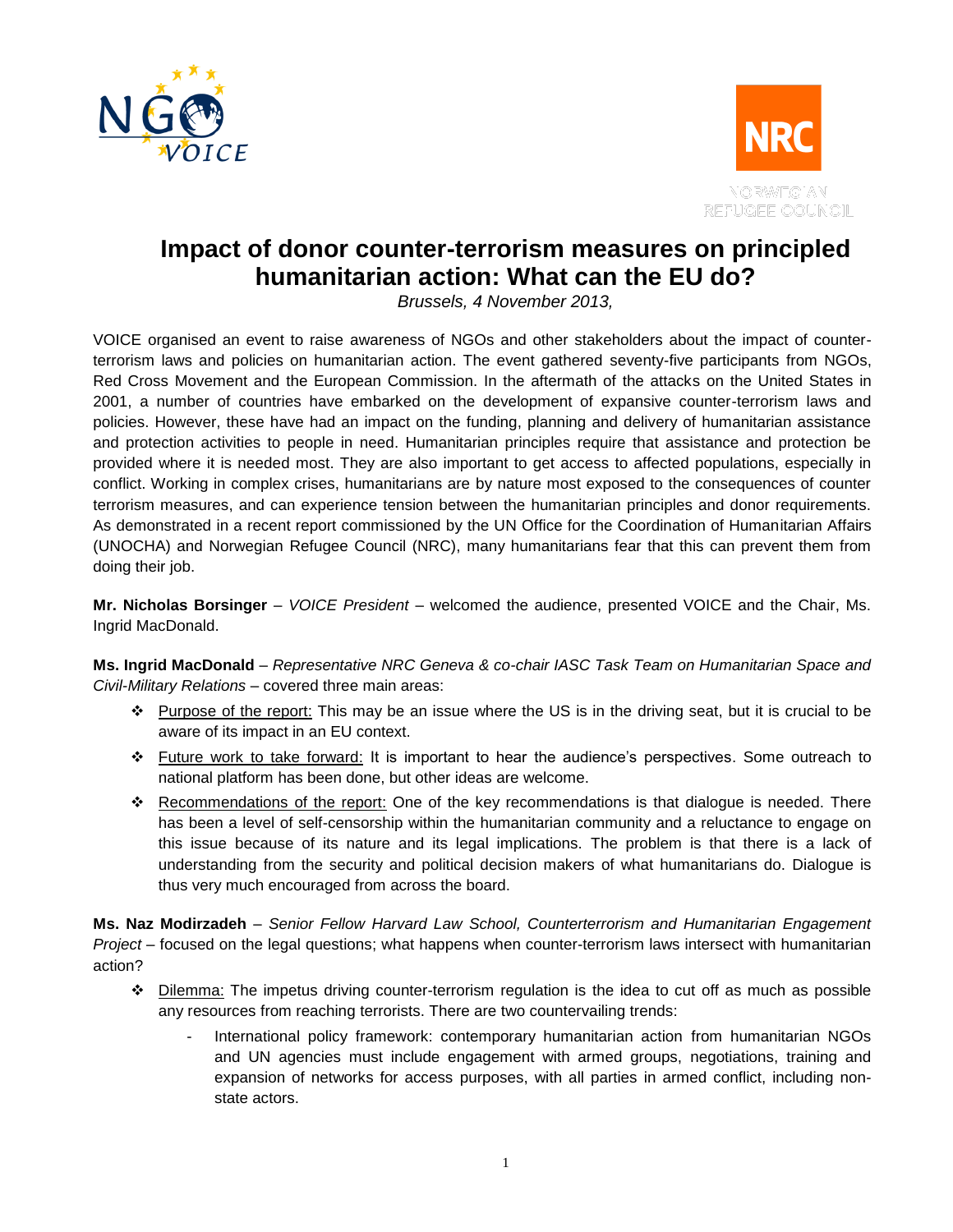# Impact of donor counter-terrorism measures on principled humanitarian action: What can the EU do?

*Brussels, 4 November 2013,*

VOICE organised an event to raise awareness of NGOs and other stakeholders about the impact of counter-terrorism laws and policies on humanitarian action. The event gathered seventy-five participants from NGOs, Red Cross Movement and the European Commission. In the aftermath of the attacks on the United States in 2001, a number of countries have embarked on the development of expansive counter-terrorism laws and policies. However, these have had an impact on the funding, planning and delivery of humanitarian assistance and protection activities to people in need. Humanitarian principles require that assistance and protection be provided where it is needed most. They are also important to get access to affected populations, especially in conflict. Working in complex crises, humanitarians are by nature most exposed to the consequences of counter terrorism measures, and can experience tension between the humanitarian principles and donor requirements. As demonstrated in a recent report commissioned by the UN Office for the Coordination of Humanitarian Affairs (UNOCHA) and Norwegian Refugee Council (NRC), many humanitarians fear that this can prevent them from doing their job.

**Mr. Nicholas Borsinger** – *VOICE President* – welcomed the audience, presented VOICE and the Chair, Ms. Ingrid MacDonald.

**Ms. Ingrid MacDonald** – *Representative NRC Geneva & co-chair IASC Task Team on Humanitarian Space and Civil-Military Relations* – covered three main areas:

- Purpose of the report: This may be an issue where the US is in the driving seat, but it is crucial to be aware of its impact in an EU context.
- Future work to take forward: It is important to hear the audience's perspectives. Some outreach to national platform has been done, but other ideas are welcome.
- Recommendations of the report: One of the key recommendations is that dialogue is needed. There has been a level of self-censorship within the humanitarian community and a reluctance to engage on this issue because of its nature and its legal implications. The problem is that there is a lack of understanding from the security and political decision makers of what humanitarians do. Dialogue is thus very much encouraged from across the board.

**Ms. Naz Modirzadeh** – *Senior Fellow Harvard Law School, Counterterrorism and Humanitarian Engagement Project* – focused on the legal questions; what happens when counter-terrorism laws intersect with humanitarian action?

- Dilemma: The impetus driving counter-terrorism regulation is the idea to cut off as much as possible any resources from reaching terrorists. There are two countervailing trends:
  - International policy framework: contemporary humanitarian action from humanitarian NGOs and UN agencies must include engagement with armed groups, negotiations, training and expansion of networks for access purposes, with all parties in armed conflict, including non-state actors.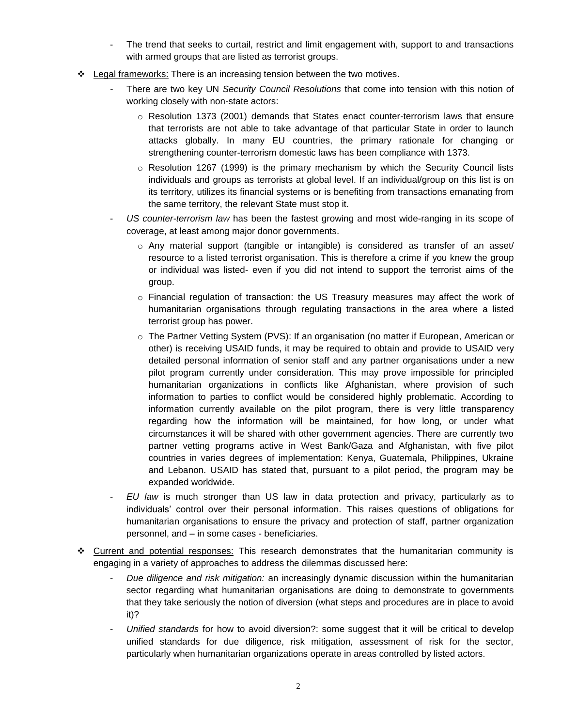- The trend that seeks to curtail, restrict and limit engagement with, support to and transactions with armed groups that are listed as terrorist groups.

- Legal frameworks: There is an increasing tension between the two motives.
  - There are two key UN *Security Council Resolutions* that come into tension with this notion of working closely with non-state actors:
    - Resolution 1373 (2001) demands that States enact counter-terrorism laws that ensure that terrorists are not able to take advantage of that particular State in order to launch attacks globally. In many EU countries, the primary rationale for changing or strengthening counter-terrorism domestic laws has been compliance with 1373.
    - Resolution 1267 (1999) is the primary mechanism by which the Security Council lists individuals and groups as terrorists at global level. If an individual/group on this list is on its territory, utilizes its financial systems or is benefiting from transactions emanating from the same territory, the relevant State must stop it.
  - *US counter-terrorism law* has been the fastest growing and most wide-ranging in its scope of coverage, at least among major donor governments.
    - Any material support (tangible or intangible) is considered as transfer of an asset/ resource to a listed terrorist organisation. This is therefore a crime if you knew the group or individual was listed- even if you did not intend to support the terrorist aims of the group.
    - Financial regulation of transaction: the US Treasury measures may affect the work of humanitarian organisations through regulating transactions in the area where a listed terrorist group has power.
    - The Partner Vetting System (PVS): If an organisation (no matter if European, American or other) is receiving USAID funds, it may be required to obtain and provide to USAID very detailed personal information of senior staff and any partner organisations under a new pilot program currently under consideration. This may prove impossible for principled humanitarian organizations in conflicts like Afghanistan, where provision of such information to parties to conflict would be considered highly problematic. According to information currently available on the pilot program, there is very little transparency regarding how the information will be maintained, for how long, or under what circumstances it will be shared with other government agencies. There are currently two partner vetting programs active in West Bank/Gaza and Afghanistan, with five pilot countries in varies degrees of implementation: Kenya, Guatemala, Philippines, Ukraine and Lebanon. USAID has stated that, pursuant to a pilot period, the program may be expanded worldwide.
  - *EU law* is much stronger than US law in data protection and privacy, particularly as to individuals' control over their personal information. This raises questions of obligations for humanitarian organisations to ensure the privacy and protection of staff, partner organization personnel, and – in some cases - beneficiaries.

- Current and potential responses: This research demonstrates that the humanitarian community is engaging in a variety of approaches to address the dilemmas discussed here:
  - *Due diligence and risk mitigation:* an increasingly dynamic discussion within the humanitarian sector regarding what humanitarian organisations are doing to demonstrate to governments that they take seriously the notion of diversion (what steps and procedures are in place to avoid it)?
  - *Unified standards* for how to avoid diversion?: some suggest that it will be critical to develop unified standards for due diligence, risk mitigation, assessment of risk for the sector, particularly when humanitarian organizations operate in areas controlled by listed actors.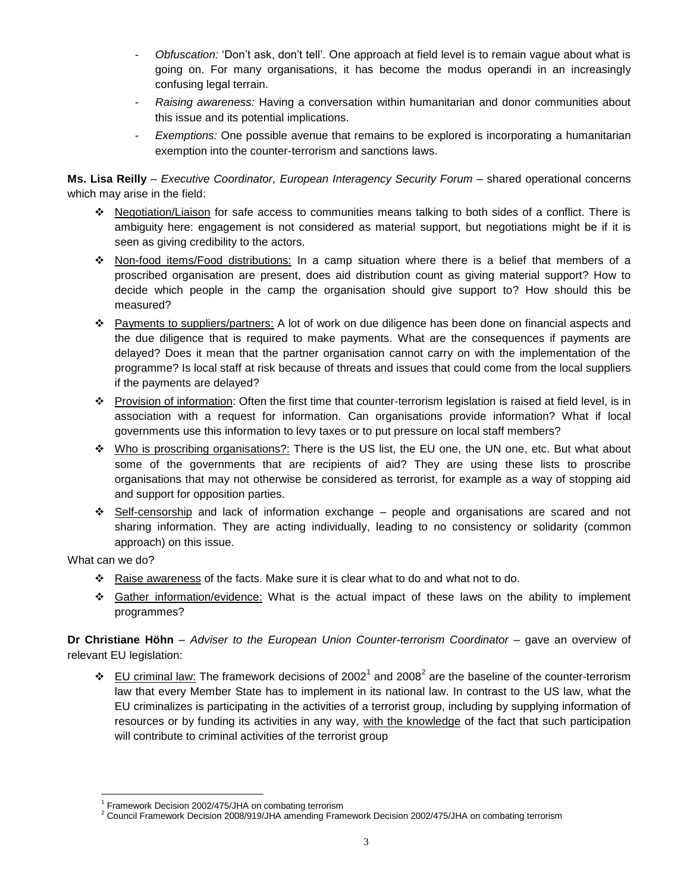- *Obfuscation:* 'Don't ask, don't tell'. One approach at field level is to remain vague about what is going on. For many organisations, it has become the modus operandi in an increasingly confusing legal terrain.
- *Raising awareness:* Having a conversation within humanitarian and donor communities about this issue and its potential implications.
- *Exemptions:* One possible avenue that remains to be explored is incorporating a humanitarian exemption into the counter-terrorism and sanctions laws.

**Ms. Lisa Reilly** – *Executive Coordinator, European Interagency Security Forum* – shared operational concerns which may arise in the field:

- Negotiation/Liaison for safe access to communities means talking to both sides of a conflict. There is ambiguity here: engagement is not considered as material support, but negotiations might be if it is seen as giving credibility to the actors.
- Non-food items/Food distributions: In a camp situation where there is a belief that members of a proscribed organisation are present, does aid distribution count as giving material support? How to decide which people in the camp the organisation should give support to? How should this be measured?
- Payments to suppliers/partners: A lot of work on due diligence has been done on financial aspects and the due diligence that is required to make payments. What are the consequences if payments are delayed? Does it mean that the partner organisation cannot carry on with the implementation of the programme? Is local staff at risk because of threats and issues that could come from the local suppliers if the payments are delayed?
- Provision of information: Often the first time that counter-terrorism legislation is raised at field level, is in association with a request for information. Can organisations provide information? What if local governments use this information to levy taxes or to put pressure on local staff members?
- Who is proscribing organisations?: There is the US list, the EU one, the UN one, etc. But what about some of the governments that are recipients of aid? They are using these lists to proscribe organisations that may not otherwise be considered as terrorist, for example as a way of stopping aid and support for opposition parties.
- Self-censorship and lack of information exchange – people and organisations are scared and not sharing information. They are acting individually, leading to no consistency or solidarity (common approach) on this issue.

What can we do?

- Raise awareness of the facts. Make sure it is clear what to do and what not to do.
- Gather information/evidence: What is the actual impact of these laws on the ability to implement programmes?

**Dr Christiane Höhn** – *Adviser to the European Union Counter-terrorism Coordinator* – gave an overview of relevant EU legislation:

- EU criminal law: The framework decisions of 2002[1] and 2008[2] are the baseline of the counter-terrorism law that every Member State has to implement in its national law. In contrast to the US law, what the EU criminalizes is participating in the activities of a terrorist group, including by supplying information of resources or by funding its activities in any way, with the knowledge of the fact that such participation will contribute to criminal activities of the terrorist group

[1] Framework Decision 2002/475/JHA on combating terrorism

[2] Council Framework Decision 2008/919/JHA amending Framework Decision 2002/475/JHA on combating terrorism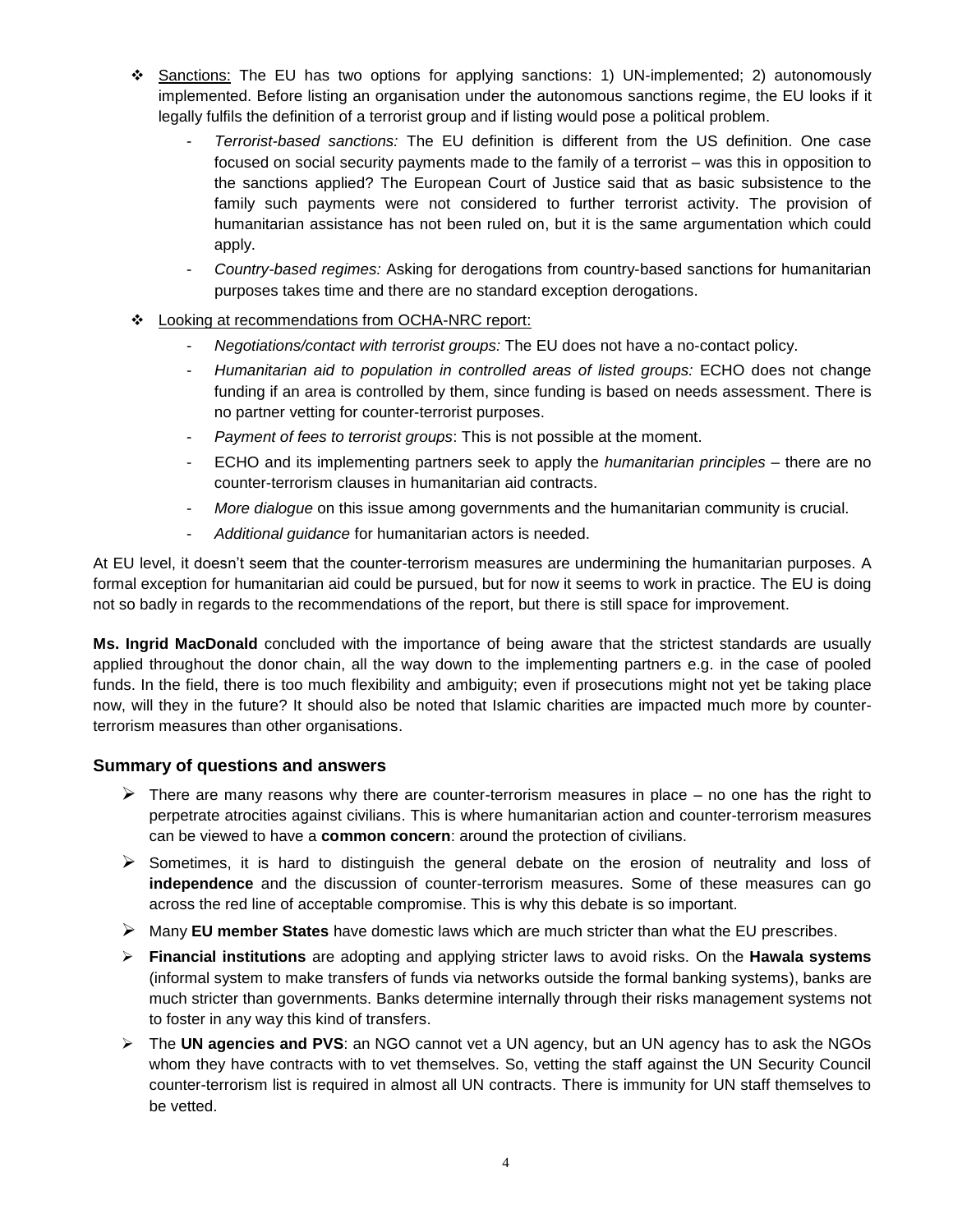- <u>Sanctions:</u> The EU has two options for applying sanctions: 1) UN-implemented; 2) autonomously implemented. Before listing an organisation under the autonomous sanctions regime, the EU looks if it legally fulfils the definition of a terrorist group and if listing would pose a political problem.
  - *Terrorist-based sanctions:* The EU definition is different from the US definition. One case focused on social security payments made to the family of a terrorist – was this in opposition to the sanctions applied? The European Court of Justice said that as basic subsistence to the family such payments were not considered to further terrorist activity. The provision of humanitarian assistance has not been ruled on, but it is the same argumentation which could apply.
  - *Country-based regimes:* Asking for derogations from country-based sanctions for humanitarian purposes takes time and there are no standard exception derogations.

- <u>Looking at recommendations from OCHA-NRC report:</u>
  - *Negotiations/contact with terrorist groups:* The EU does not have a no-contact policy.
  - *Humanitarian aid to population in controlled areas of listed groups:* ECHO does not change funding if an area is controlled by them, since funding is based on needs assessment. There is no partner vetting for counter-terrorist purposes.
  - *Payment of fees to terrorist groups*: This is not possible at the moment.
  - ECHO and its implementing partners seek to apply the *humanitarian principles* – there are no counter-terrorism clauses in humanitarian aid contracts.
  - *More dialogue* on this issue among governments and the humanitarian community is crucial.
  - *Additional guidance* for humanitarian actors is needed.

At EU level, it doesn't seem that the counter-terrorism measures are undermining the humanitarian purposes. A formal exception for humanitarian aid could be pursued, but for now it seems to work in practice. The EU is doing not so badly in regards to the recommendations of the report, but there is still space for improvement.

**Ms. Ingrid MacDonald** concluded with the importance of being aware that the strictest standards are usually applied throughout the donor chain, all the way down to the implementing partners e.g. in the case of pooled funds. In the field, there is too much flexibility and ambiguity; even if prosecutions might not yet be taking place now, will they in the future? It should also be noted that Islamic charities are impacted much more by counter-terrorism measures than other organisations.

### Summary of questions and answers

- There are many reasons why there are counter-terrorism measures in place – no one has the right to perpetrate atrocities against civilians. This is where humanitarian action and counter-terrorism measures can be viewed to have a **common concern**: around the protection of civilians.
- Sometimes, it is hard to distinguish the general debate on the erosion of neutrality and loss of **independence** and the discussion of counter-terrorism measures. Some of these measures can go across the red line of acceptable compromise. This is why this debate is so important.
- Many **EU member States** have domestic laws which are much stricter than what the EU prescribes.
- **Financial institutions** are adopting and applying stricter laws to avoid risks. On the **Hawala systems** (informal system to make transfers of funds via networks outside the formal banking systems), banks are much stricter than governments. Banks determine internally through their risks management systems not to foster in any way this kind of transfers.
- The **UN agencies and PVS**: an NGO cannot vet a UN agency, but an UN agency has to ask the NGOs whom they have contracts with to vet themselves. So, vetting the staff against the UN Security Council counter-terrorism list is required in almost all UN contracts. There is immunity for UN staff themselves to be vetted.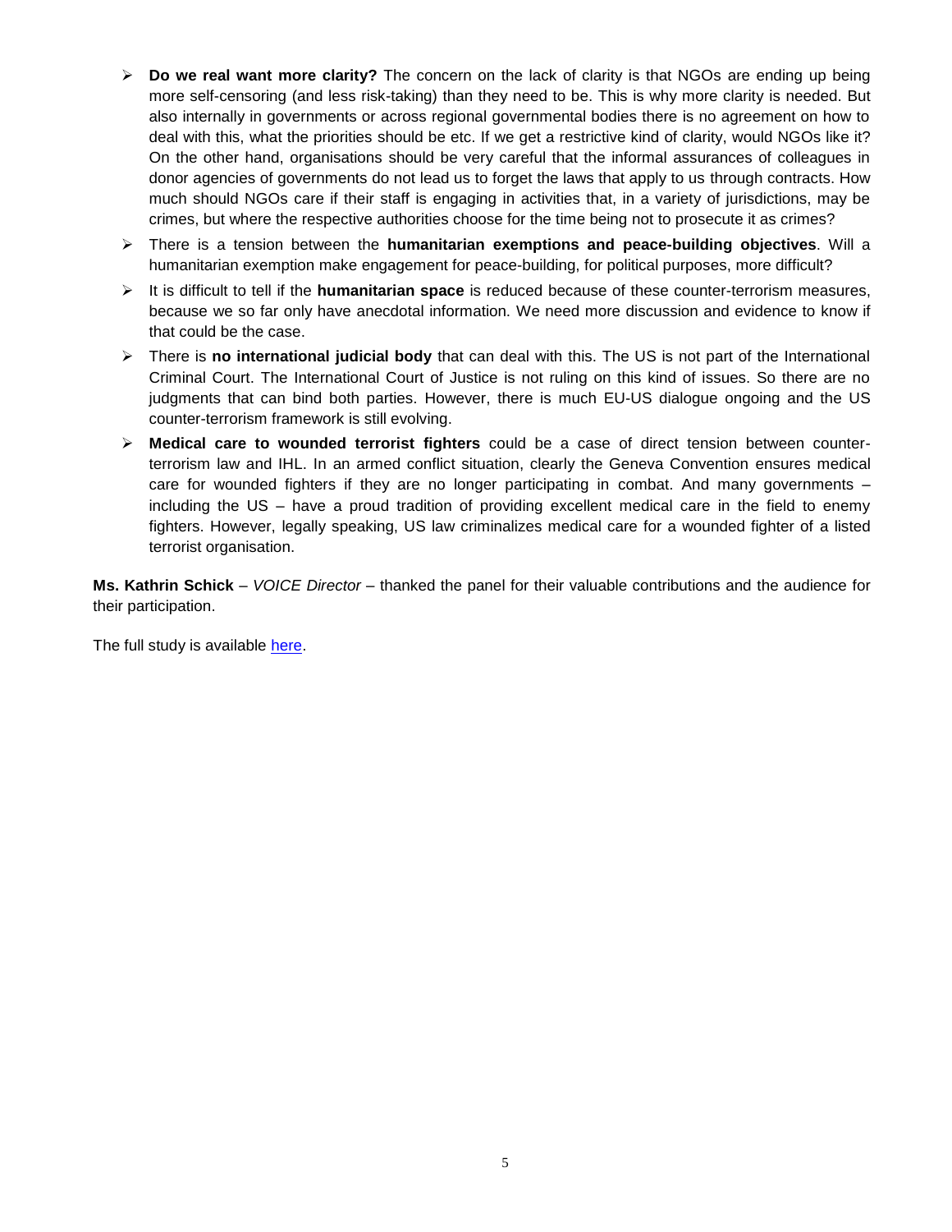- **Do we real want more clarity?** The concern on the lack of clarity is that NGOs are ending up being more self-censoring (and less risk-taking) than they need to be. This is why more clarity is needed. But also internally in governments or across regional governmental bodies there is no agreement on how to deal with this, what the priorities should be etc. If we get a restrictive kind of clarity, would NGOs like it? On the other hand, organisations should be very careful that the informal assurances of colleagues in donor agencies of governments do not lead us to forget the laws that apply to us through contracts. How much should NGOs care if their staff is engaging in activities that, in a variety of jurisdictions, may be crimes, but where the respective authorities choose for the time being not to prosecute it as crimes?
- There is a tension between the **humanitarian exemptions and peace-building objectives**. Will a humanitarian exemption make engagement for peace-building, for political purposes, more difficult?
- It is difficult to tell if the **humanitarian space** is reduced because of these counter-terrorism measures, because we so far only have anecdotal information. We need more discussion and evidence to know if that could be the case.
- There is **no international judicial body** that can deal with this. The US is not part of the International Criminal Court. The International Court of Justice is not ruling on this kind of issues. So there are no judgments that can bind both parties. However, there is much EU-US dialogue ongoing and the US counter-terrorism framework is still evolving.
- **Medical care to wounded terrorist fighters** could be a case of direct tension between counter-terrorism law and IHL. In an armed conflict situation, clearly the Geneva Convention ensures medical care for wounded fighters if they are no longer participating in combat. And many governments – including the US – have a proud tradition of providing excellent medical care in the field to enemy fighters. However, legally speaking, US law criminalizes medical care for a wounded fighter of a listed terrorist organisation.

**Ms. Kathrin Schick** – *VOICE Director* – thanked the panel for their valuable contributions and the audience for their participation.

The full study is available here.